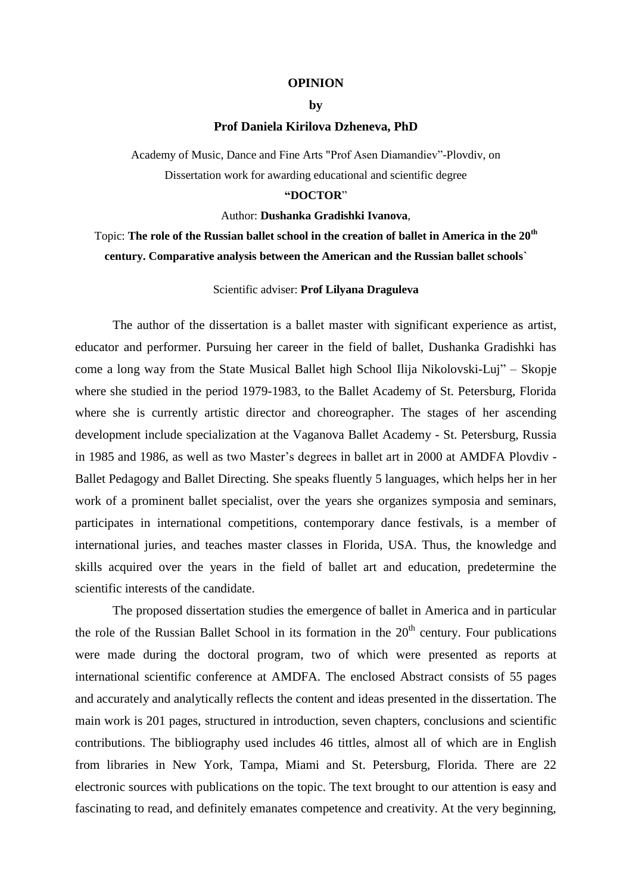**OPINION**

**by**

**Prof Daniela Kirilova Dzheneva, PhD**

Academy of Music, Dance and Fine Arts "Prof Asen Diamandiev"-Plovdiv, on Dissertation work for awarding educational and scientific degree

**"DOCTOR**"

Author: **Dushanka Gradishki Ivanova**,

Topic: **The role of the Russian ballet school in the creation of ballet in America in the 20th century. Comparative analysis between the American and the Russian ballet schools`**

Scientific adviser: **Prof Lilyana Draguleva**

The author of the dissertation is a ballet master with significant experience as artist, educator and performer. Pursuing her career in the field of ballet, Dushanka Gradishki has come a long way from the State Musical Ballet high School Ilija Nikolovski-Luj" – Skopje where she studied in the period 1979-1983, to the Ballet Academy of St. Petersburg, Florida where she is currently artistic director and choreographer. The stages of her ascending development include specialization at the Vaganova Ballet Academy - St. Petersburg, Russia in 1985 and 1986, as well as two Master's degrees in ballet art in 2000 at AMDFA Plovdiv - Ballet Pedagogy and Ballet Directing. She speaks fluently 5 languages, which helps her in her work of a prominent ballet specialist, over the years she organizes symposia and seminars, participates in international competitions, contemporary dance festivals, is a member of international juries, and teaches master classes in Florida, USA. Thus, the knowledge and skills acquired over the years in the field of ballet art and education, predetermine the scientific interests of the candidate.

The proposed dissertation studies the emergence of ballet in America and in particular the role of the Russian Ballet School in its formation in the 20th century. Four publications were made during the doctoral program, two of which were presented as reports at international scientific conference at AMDFA. The enclosed Abstract consists of 55 pages and accurately and analytically reflects the content and ideas presented in the dissertation. The main work is 201 pages, structured in introduction, seven chapters, conclusions and scientific contributions. The bibliography used includes 46 tittles, almost all of which are in English from libraries in New York, Tampa, Miami and St. Petersburg, Florida. There are 22 electronic sources with publications on the topic. The text brought to our attention is easy and fascinating to read, and definitely emanates competence and creativity. At the very beginning,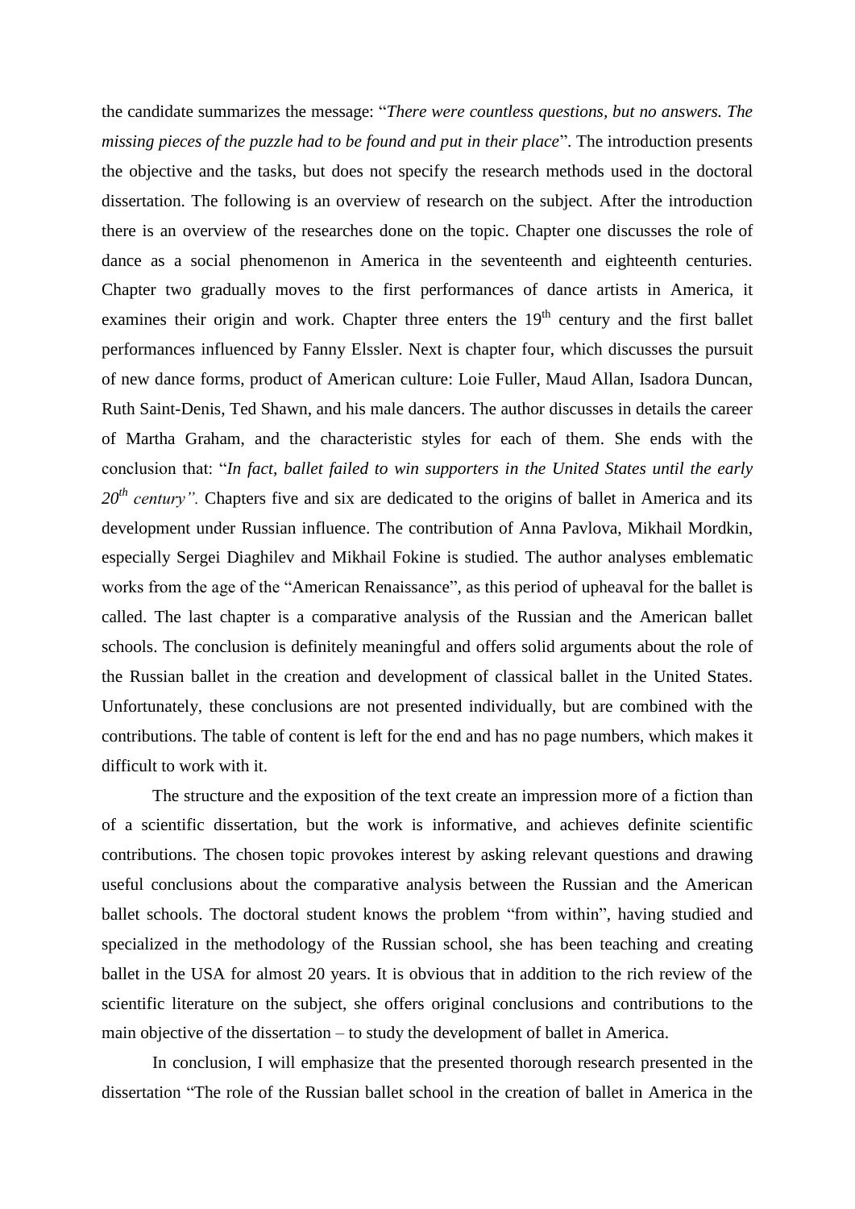the candidate summarizes the message: "*There were countless questions, but no answers. The missing pieces of the puzzle had to be found and put in their place*". The introduction presents the objective and the tasks, but does not specify the research methods used in the doctoral dissertation. The following is an overview of research on the subject. After the introduction there is an overview of the researches done on the topic. Chapter one discusses the role of dance as a social phenomenon in America in the seventeenth and eighteenth centuries. Chapter two gradually moves to the first performances of dance artists in America, it examines their origin and work. Chapter three enters the 19th century and the first ballet performances influenced by Fanny Elssler. Next is chapter four, which discusses the pursuit of new dance forms, product of American culture: Loie Fuller, Maud Allan, Isadora Duncan, Ruth Saint-Denis, Ted Shawn, and his male dancers. The author discusses in details the career of Martha Graham, and the characteristic styles for each of them. She ends with the conclusion that: "*In fact, ballet failed to win supporters in the United States until the early 20th century".* Chapters five and six are dedicated to the origins of ballet in America and its development under Russian influence. The contribution of Anna Pavlova, Mikhail Mordkin, especially Sergei Diaghilev and Mikhail Fokine is studied. The author analyses emblematic works from the age of the "American Renaissance", as this period of upheaval for the ballet is called. The last chapter is a comparative analysis of the Russian and the American ballet schools. The conclusion is definitely meaningful and offers solid arguments about the role of the Russian ballet in the creation and development of classical ballet in the United States. Unfortunately, these conclusions are not presented individually, but are combined with the contributions. The table of content is left for the end and has no page numbers, which makes it difficult to work with it.

The structure and the exposition of the text create an impression more of a fiction than of a scientific dissertation, but the work is informative, and achieves definite scientific contributions. The chosen topic provokes interest by asking relevant questions and drawing useful conclusions about the comparative analysis between the Russian and the American ballet schools. The doctoral student knows the problem "from within", having studied and specialized in the methodology of the Russian school, she has been teaching and creating ballet in the USA for almost 20 years. It is obvious that in addition to the rich review of the scientific literature on the subject, she offers original conclusions and contributions to the main objective of the dissertation – to study the development of ballet in America.

In conclusion, I will emphasize that the presented thorough research presented in the dissertation "The role of the Russian ballet school in the creation of ballet in America in the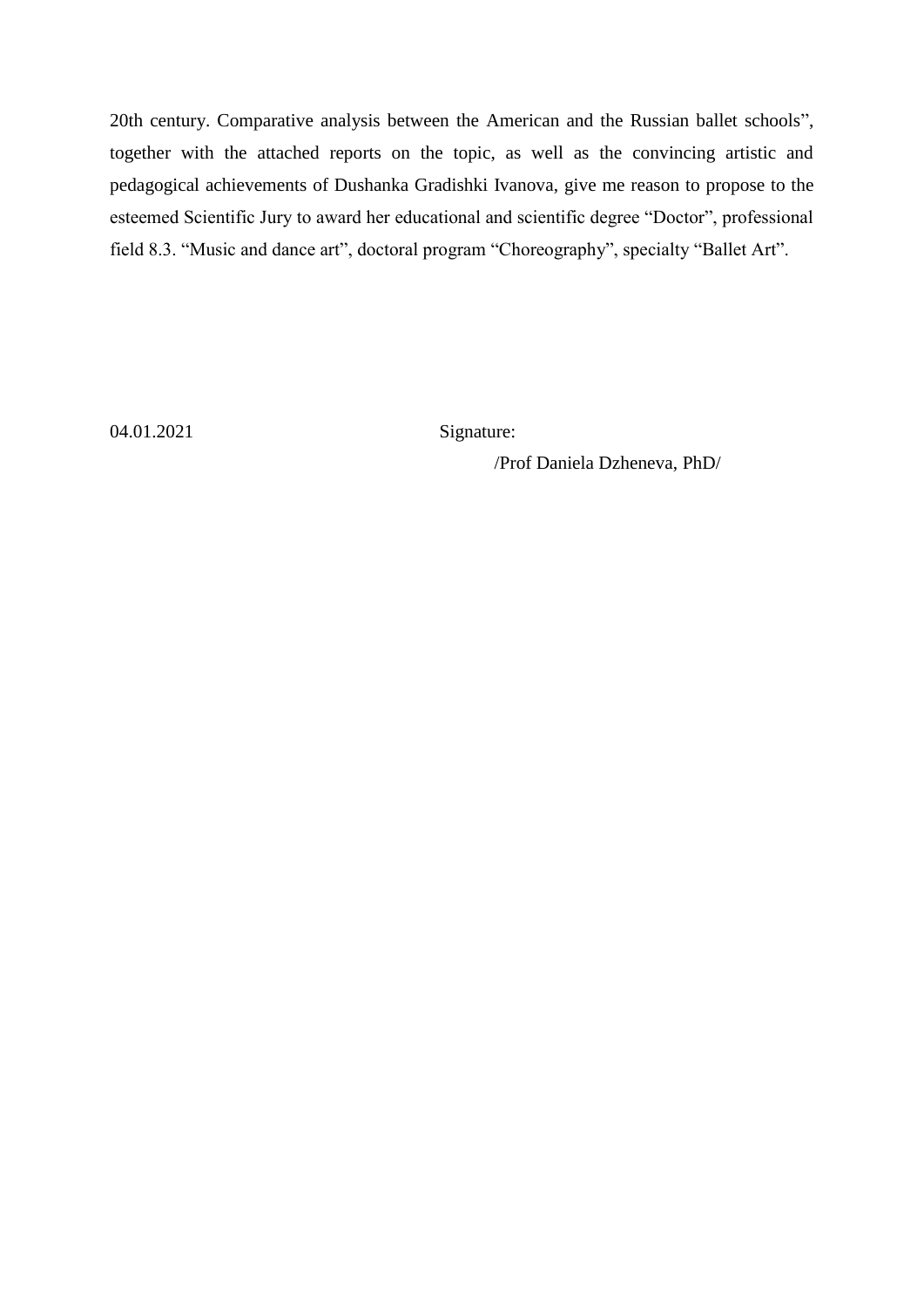20th century. Comparative analysis between the American and the Russian ballet schools", together with the attached reports on the topic, as well as the convincing artistic and pedagogical achievements of Dushanka Gradishki Ivanova, give me reason to propose to the esteemed Scientific Jury to award her educational and scientific degree "Doctor", professional field 8.3. "Music and dance art", doctoral program "Choreography", specialty "Ballet Art".

04.01.2021 Signature:

/Prof Daniela Dzheneva, PhD/